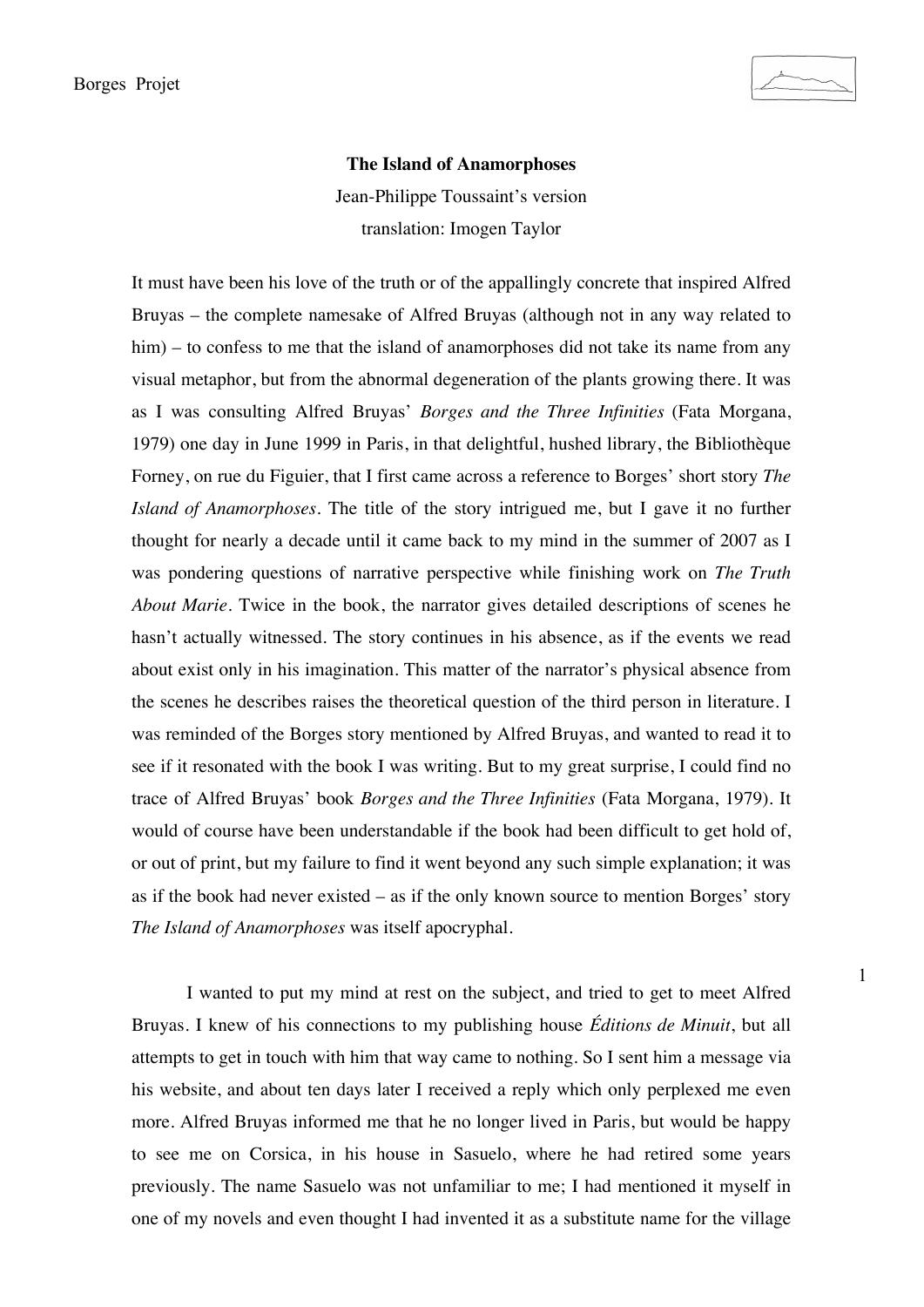# The Island of Anamorphoses

Jean-Philippe Toussaint's version

translation: Imogen Taylor

It must have been his love of the truth or of the appallingly concrete that inspired Alfred Bruyas – the complete namesake of Alfred Bruyas (although not in any way related to him) – to confess to me that the island of anamorphoses did not take its name from any visual metaphor, but from the abnormal degeneration of the plants growing there. It was as I was consulting Alfred Bruyas' *Borges and the Three Infinities* (Fata Morgana, 1979) one day in June 1999 in Paris, in that delightful, hushed library, the Bibliothèque Forney, on rue du Figuier, that I first came across a reference to Borges' short story *The Island of Anamorphoses*. The title of the story intrigued me, but I gave it no further thought for nearly a decade until it came back to my mind in the summer of 2007 as I was pondering questions of narrative perspective while finishing work on *The Truth About Marie*. Twice in the book, the narrator gives detailed descriptions of scenes he hasn't actually witnessed. The story continues in his absence, as if the events we read about exist only in his imagination. This matter of the narrator's physical absence from the scenes he describes raises the theoretical question of the third person in literature. I was reminded of the Borges story mentioned by Alfred Bruyas, and wanted to read it to see if it resonated with the book I was writing. But to my great surprise, I could find no trace of Alfred Bruyas' book *Borges and the Three Infinities* (Fata Morgana, 1979). It would of course have been understandable if the book had been difficult to get hold of, or out of print, but my failure to find it went beyond any such simple explanation; it was as if the book had never existed – as if the only known source to mention Borges' story *The Island of Anamorphoses* was itself apocryphal.

I wanted to put my mind at rest on the subject, and tried to get to meet Alfred Bruyas. I knew of his connections to my publishing house *Éditions de Minuit*, but all attempts to get in touch with him that way came to nothing. So I sent him a message via his website, and about ten days later I received a reply which only perplexed me even more. Alfred Bruyas informed me that he no longer lived in Paris, but would be happy to see me on Corsica, in his house in Sasuelo, where he had retired some years previously. The name Sasuelo was not unfamiliar to me; I had mentioned it myself in one of my novels and even thought I had invented it as a substitute name for the village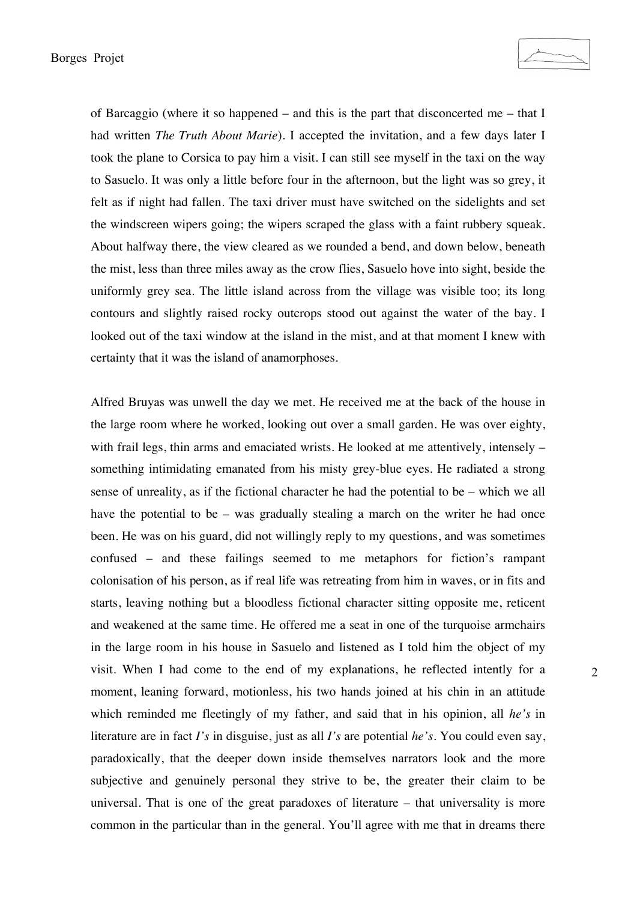of Barcaggio (where it so happened – and this is the part that disconcerted me – that I had written *The Truth About Marie*). I accepted the invitation, and a few days later I took the plane to Corsica to pay him a visit. I can still see myself in the taxi on the way to Sasuelo. It was only a little before four in the afternoon, but the light was so grey, it felt as if night had fallen. The taxi driver must have switched on the sidelights and set the windscreen wipers going; the wipers scraped the glass with a faint rubbery squeak. About halfway there, the view cleared as we rounded a bend, and down below, beneath the mist, less than three miles away as the crow flies, Sasuelo hove into sight, beside the uniformly grey sea. The little island across from the village was visible too; its long contours and slightly raised rocky outcrops stood out against the water of the bay. I looked out of the taxi window at the island in the mist, and at that moment I knew with certainty that it was the island of anamorphoses.

Alfred Bruyas was unwell the day we met. He received me at the back of the house in the large room where he worked, looking out over a small garden. He was over eighty, with frail legs, thin arms and emaciated wrists. He looked at me attentively, intensely – something intimidating emanated from his misty grey-blue eyes. He radiated a strong sense of unreality, as if the fictional character he had the potential to be – which we all have the potential to be – was gradually stealing a march on the writer he had once been. He was on his guard, did not willingly reply to my questions, and was sometimes confused – and these failings seemed to me metaphors for fiction's rampant colonisation of his person, as if real life was retreating from him in waves, or in fits and starts, leaving nothing but a bloodless fictional character sitting opposite me, reticent and weakened at the same time. He offered me a seat in one of the turquoise armchairs in the large room in his house in Sasuelo and listened as I told him the object of my visit. When I had come to the end of my explanations, he reflected intently for a moment, leaning forward, motionless, his two hands joined at his chin in an attitude which reminded me fleetingly of my father, and said that in his opinion, all *he's* in literature are in fact *I's* in disguise, just as all *I's* are potential *he's*. You could even say, paradoxically, that the deeper down inside themselves narrators look and the more subjective and genuinely personal they strive to be, the greater their claim to be universal. That is one of the great paradoxes of literature – that universality is more common in the particular than in the general. You'll agree with me that in dreams there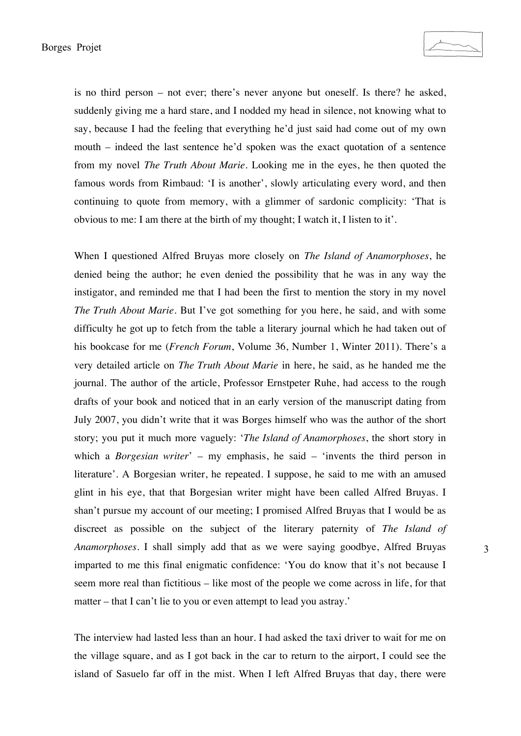is no third person – not ever; there's never anyone but oneself. Is there? he asked, suddenly giving me a hard stare, and I nodded my head in silence, not knowing what to say, because I had the feeling that everything he'd just said had come out of my own mouth – indeed the last sentence he'd spoken was the exact quotation of a sentence from my novel *The Truth About Marie*. Looking me in the eyes, he then quoted the famous words from Rimbaud: 'I is another', slowly articulating every word, and then continuing to quote from memory, with a glimmer of sardonic complicity: 'That is obvious to me: I am there at the birth of my thought; I watch it, I listen to it'.

When I questioned Alfred Bruyas more closely on *The Island of Anamorphoses*, he denied being the author; he even denied the possibility that he was in any way the instigator, and reminded me that I had been the first to mention the story in my novel *The Truth About Marie*. But I've got something for you here, he said, and with some difficulty he got up to fetch from the table a literary journal which he had taken out of his bookcase for me (*French Forum*, Volume 36, Number 1, Winter 2011). There's a very detailed article on *The Truth About Marie* in here, he said, as he handed me the journal. The author of the article, Professor Ernstpeter Ruhe, had access to the rough drafts of your book and noticed that in an early version of the manuscript dating from July 2007, you didn't write that it was Borges himself who was the author of the short story; you put it much more vaguely: '*The Island of Anamorphoses*, the short story in which a *Borgesian writer*' – my emphasis, he said – 'invents the third person in literature'. A Borgesian writer, he repeated. I suppose, he said to me with an amused glint in his eye, that that Borgesian writer might have been called Alfred Bruyas. I shan't pursue my account of our meeting; I promised Alfred Bruyas that I would be as discreet as possible on the subject of the literary paternity of *The Island of Anamorphoses*. I shall simply add that as we were saying goodbye, Alfred Bruyas imparted to me this final enigmatic confidence: 'You do know that it's not because I seem more real than fictitious – like most of the people we come across in life, for that matter – that I can't lie to you or even attempt to lead you astray.'

The interview had lasted less than an hour. I had asked the taxi driver to wait for me on the village square, and as I got back in the car to return to the airport, I could see the island of Sasuelo far off in the mist. When I left Alfred Bruyas that day, there were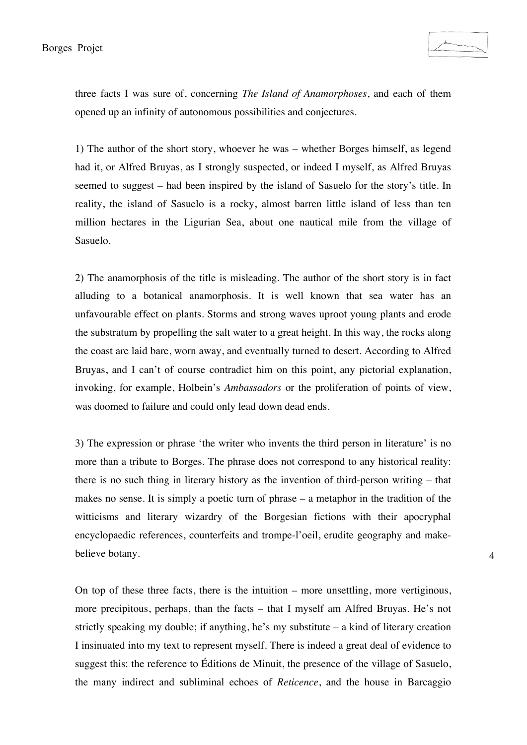three facts I was sure of, concerning *The Island of Anamorphoses*, and each of them opened up an infinity of autonomous possibilities and conjectures.

1) The author of the short story, whoever he was – whether Borges himself, as legend had it, or Alfred Bruyas, as I strongly suspected, or indeed I myself, as Alfred Bruyas seemed to suggest – had been inspired by the island of Sasuelo for the story's title. In reality, the island of Sasuelo is a rocky, almost barren little island of less than ten million hectares in the Ligurian Sea, about one nautical mile from the village of Sasuelo.

2) The anamorphosis of the title is misleading. The author of the short story is in fact alluding to a botanical anamorphosis. It is well known that sea water has an unfavourable effect on plants. Storms and strong waves uproot young plants and erode the substratum by propelling the salt water to a great height. In this way, the rocks along the coast are laid bare, worn away, and eventually turned to desert. According to Alfred Bruyas, and I can't of course contradict him on this point, any pictorial explanation, invoking, for example, Holbein's *Ambassadors* or the proliferation of points of view, was doomed to failure and could only lead down dead ends.

3) The expression or phrase 'the writer who invents the third person in literature' is no more than a tribute to Borges. The phrase does not correspond to any historical reality: there is no such thing in literary history as the invention of third-person writing – that makes no sense. It is simply a poetic turn of phrase – a metaphor in the tradition of the witticisms and literary wizardry of the Borgesian fictions with their apocryphal encyclopaedic references, counterfeits and trompe-l'oeil, erudite geography and make-believe botany.

On top of these three facts, there is the intuition – more unsettling, more vertiginous, more precipitous, perhaps, than the facts – that I myself am Alfred Bruyas. He's not strictly speaking my double; if anything, he's my substitute – a kind of literary creation I insinuated into my text to represent myself. There is indeed a great deal of evidence to suggest this: the reference to Éditions de Minuit, the presence of the village of Sasuelo, the many indirect and subliminal echoes of *Reticence*, and the house in Barcaggio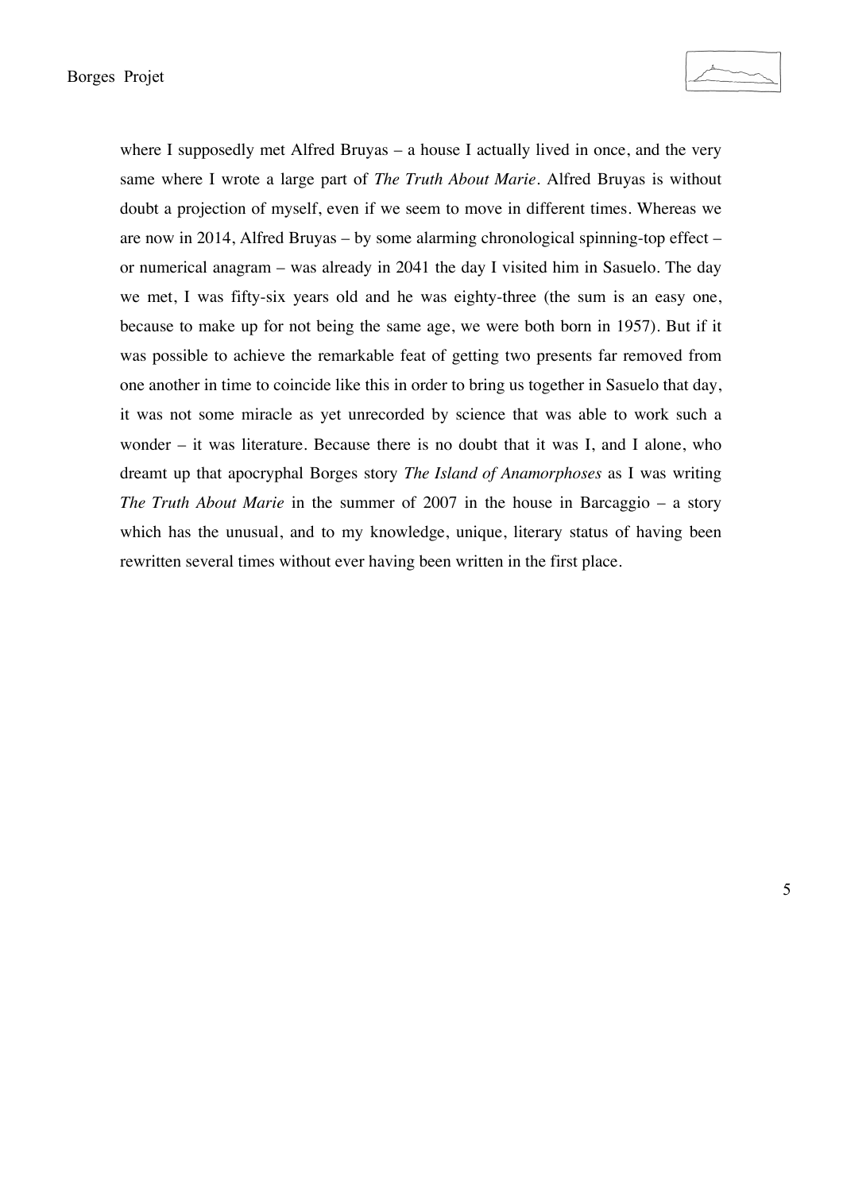where I supposedly met Alfred Bruyas – a house I actually lived in once, and the very same where I wrote a large part of *The Truth About Marie*. Alfred Bruyas is without doubt a projection of myself, even if we seem to move in different times. Whereas we are now in 2014, Alfred Bruyas – by some alarming chronological spinning-top effect – or numerical anagram – was already in 2041 the day I visited him in Sasuelo. The day we met, I was fifty-six years old and he was eighty-three (the sum is an easy one, because to make up for not being the same age, we were both born in 1957). But if it was possible to achieve the remarkable feat of getting two presents far removed from one another in time to coincide like this in order to bring us together in Sasuelo that day, it was not some miracle as yet unrecorded by science that was able to work such a wonder – it was literature. Because there is no doubt that it was I, and I alone, who dreamt up that apocryphal Borges story *The Island of Anamorphoses* as I was writing *The Truth About Marie* in the summer of 2007 in the house in Barcaggio – a story which has the unusual, and to my knowledge, unique, literary status of having been rewritten several times without ever having been written in the first place.